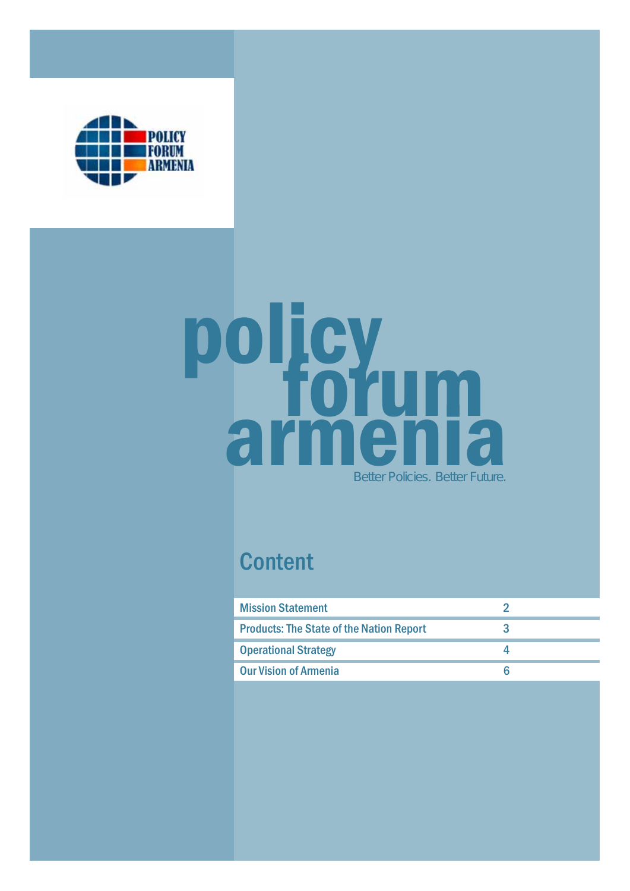POLICY FORUM ARMENIA

# policy forum armenia

Better Policies. Better Future.

## Content

| | |
|---|---|
| Mission Statement | 2 |
| Products: The State of the Nation Report | 3 |
| Operational Strategy | 4 |
| Our Vision of Armenia | 6 |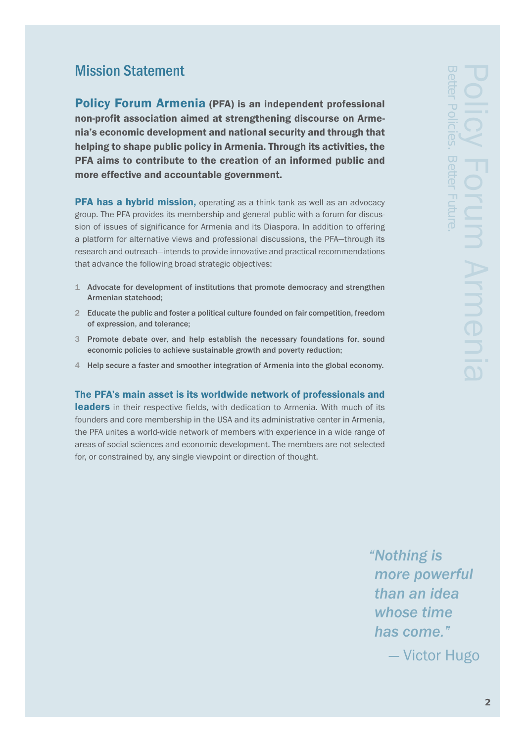## Mission Statement

**Policy Forum Armenia (PFA) is an independent professional non-profit association aimed at strengthening discourse on Armenia's economic development and national security and through that helping to shape public policy in Armenia. Through its activities, the PFA aims to contribute to the creation of an informed public and more effective and accountable government.**

**PFA has a hybrid mission,** operating as a think tank as well as an advocacy group. The PFA provides its membership and general public with a forum for discussion of issues of significance for Armenia and its Diaspora. In addition to offering a platform for alternative views and professional discussions, the PFA—through its research and outreach—intends to provide innovative and practical recommendations that advance the following broad strategic objectives:

1. Advocate for development of institutions that promote democracy and strengthen Armenian statehood;
2. Educate the public and foster a political culture founded on fair competition, freedom of expression, and tolerance;
3. Promote debate over, and help establish the necessary foundations for, sound economic policies to achieve sustainable growth and poverty reduction;
4. Help secure a faster and smoother integration of Armenia into the global economy.

**The PFA's main asset is its worldwide network of professionals and leaders** in their respective fields, with dedication to Armenia. With much of its founders and core membership in the USA and its administrative center in Armenia, the PFA unites a world-wide network of members with experience in a wide range of areas of social sciences and economic development. The members are not selected for, or constrained by, any single viewpoint or direction of thought.

Policy Forum Armenia

Better Policies. Better Future.

*"Nothing is more powerful than an idea whose time has come."*

— Victor Hugo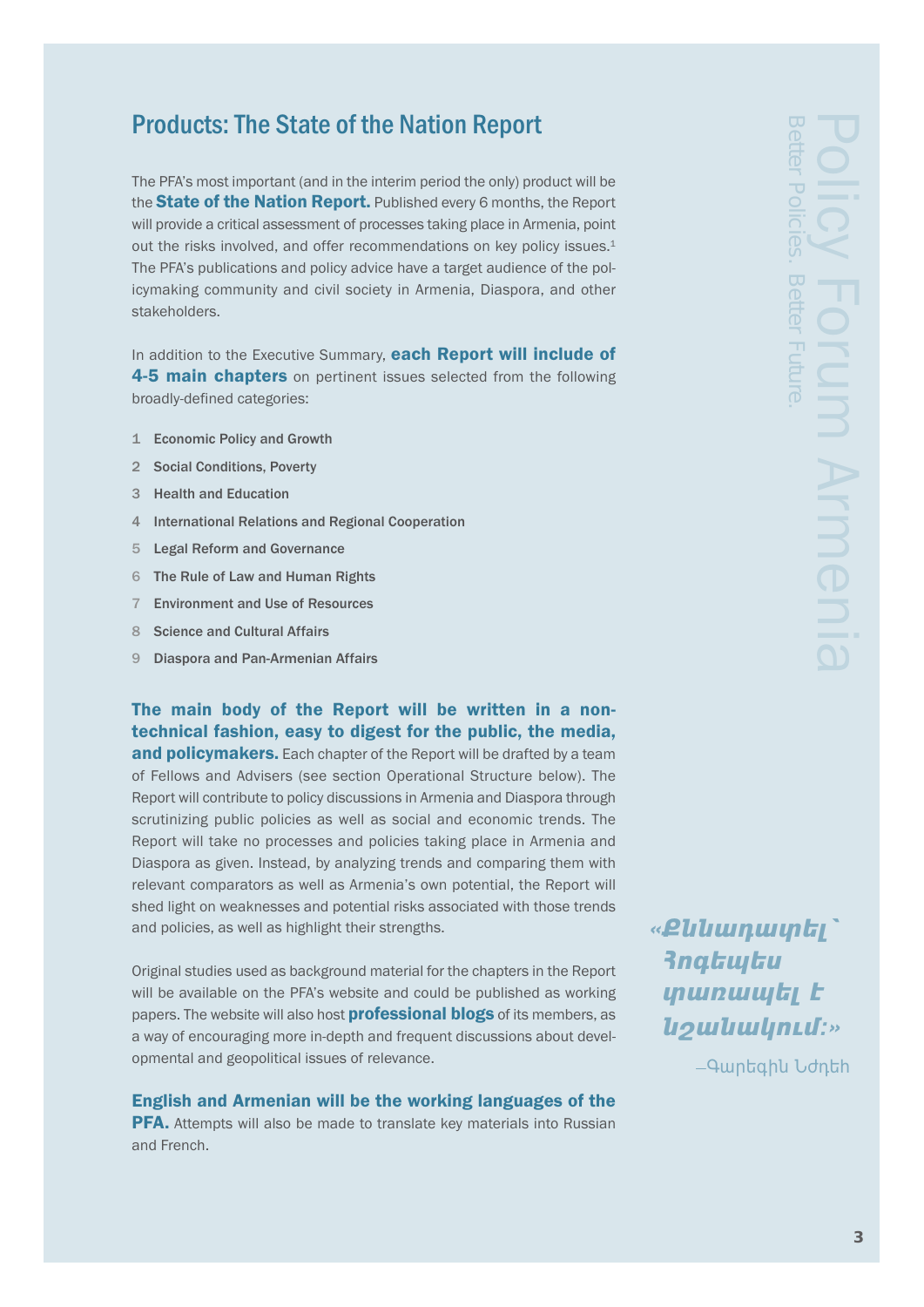## Products: The State of the Nation Report

The PFA's most important (and in the interim period the only) product will be the **State of the Nation Report.** Published every 6 months, the Report will provide a critical assessment of processes taking place in Armenia, point out the risks involved, and offer recommendations on key policy issues.[1] The PFA's publications and policy advice have a target audience of the policymaking community and civil society in Armenia, Diaspora, and other stakeholders.

In addition to the Executive Summary, **each Report will include of 4-5 main chapters** on pertinent issues selected from the following broadly-defined categories:

1. Economic Policy and Growth
2. Social Conditions, Poverty
3. Health and Education
4. International Relations and Regional Cooperation
5. Legal Reform and Governance
6. The Rule of Law and Human Rights
7. Environment and Use of Resources
8. Science and Cultural Affairs
9. Diaspora and Pan-Armenian Affairs

**The main body of the Report will be written in a non-technical fashion, easy to digest for the public, the media, and policymakers.** Each chapter of the Report will be drafted by a team of Fellows and Advisers (see section Operational Structure below). The Report will contribute to policy discussions in Armenia and Diaspora through scrutinizing public policies as well as social and economic trends. The Report will take no processes and policies taking place in Armenia and Diaspora as given. Instead, by analyzing trends and comparing them with relevant comparators as well as Armenia's own potential, the Report will shed light on weaknesses and potential risks associated with those trends and policies, as well as highlight their strengths.

Original studies used as background material for the chapters in the Report will be available on the PFA's website and could be published as working papers. The website will also host **professional blogs** of its members, as a way of encouraging more in-depth and frequent discussions about developmental and geopolitical issues of relevance.

**English and Armenian will be the working languages of the PFA.** Attempts will also be made to translate key materials into Russian and French.

Policy Forum Armenia

Better Policies. Better Future.

*«Քննադատել՝ Յոգեպես պառապել է նշանակում:»*

–Գարեգին Նժդեհ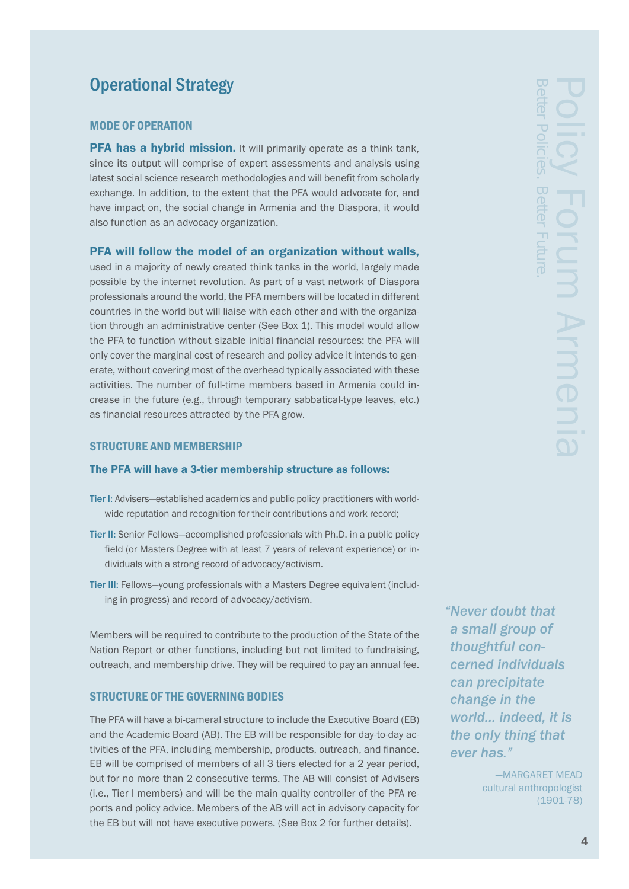## Operational Strategy

### MODE OF OPERATION

**PFA has a hybrid mission.** It will primarily operate as a think tank, since its output will comprise of expert assessments and analysis using latest social science research methodologies and will benefit from scholarly exchange. In addition, to the extent that the PFA would advocate for, and have impact on, the social change in Armenia and the Diaspora, it would also function as an advocacy organization.

**PFA will follow the model of an organization without walls,** used in a majority of newly created think tanks in the world, largely made possible by the internet revolution. As part of a vast network of Diaspora professionals around the world, the PFA members will be located in different countries in the world but will liaise with each other and with the organization through an administrative center (See Box 1). This model would allow the PFA to function without sizable initial financial resources: the PFA will only cover the marginal cost of research and policy advice it intends to generate, without covering most of the overhead typically associated with these activities. The number of full-time members based in Armenia could increase in the future (e.g., through temporary sabbatical-type leaves, etc.) as financial resources attracted by the PFA grow.

### STRUCTURE AND MEMBERSHIP

**The PFA will have a 3-tier membership structure as follows:**

- Tier I: Advisers—established academics and public policy practitioners with worldwide reputation and recognition for their contributions and work record;
- Tier II: Senior Fellows—accomplished professionals with Ph.D. in a public policy field (or Masters Degree with at least 7 years of relevant experience) or individuals with a strong record of advocacy/activism.
- Tier III: Fellows—young professionals with a Masters Degree equivalent (including in progress) and record of advocacy/activism.

Members will be required to contribute to the production of the State of the Nation Report or other functions, including but not limited to fundraising, outreach, and membership drive. They will be required to pay an annual fee.

### STRUCTURE OF THE GOVERNING BODIES

The PFA will have a bi-cameral structure to include the Executive Board (EB) and the Academic Board (AB). The EB will be responsible for day-to-day activities of the PFA, including membership, products, outreach, and finance. EB will be comprised of members of all 3 tiers elected for a 2 year period, but for no more than 2 consecutive terms. The AB will consist of Advisers (i.e., Tier I members) and will be the main quality controller of the PFA reports and policy advice. Members of the AB will act in advisory capacity for the EB but will not have executive powers. (See Box 2 for further details).

> *"Never doubt that a small group of thoughtful concerned individuals can precipitate change in the world... indeed, it is the only thing that ever has."*
>
> —MARGARET MEAD
> cultural anthropologist
> (1901-78)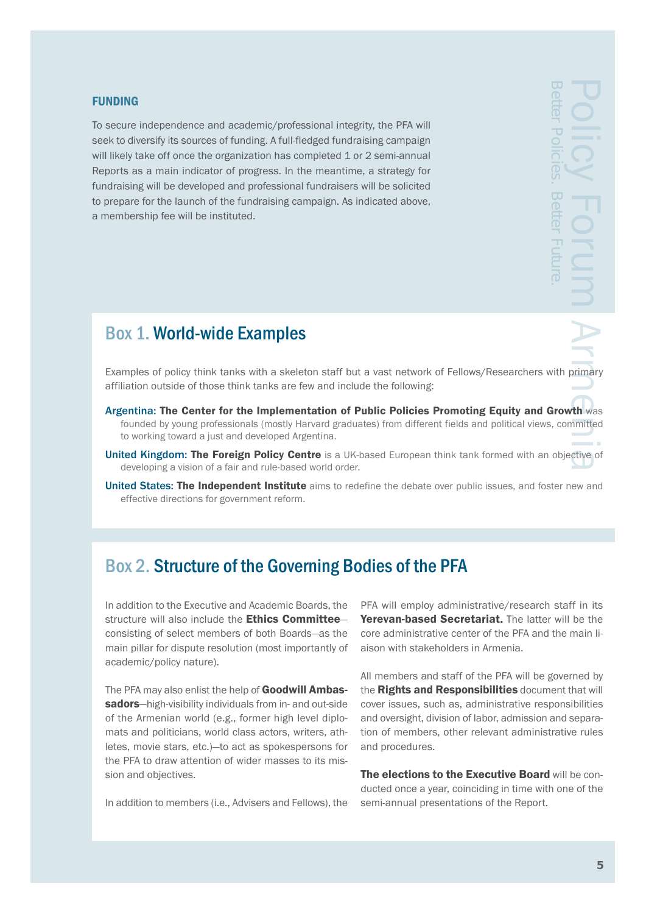## FUNDING

To secure independence and academic/professional integrity, the PFA will seek to diversify its sources of funding. A full-fledged fundraising campaign will likely take off once the organization has completed 1 or 2 semi-annual Reports as a main indicator of progress. In the meantime, a strategy for fundraising will be developed and professional fundraisers will be solicited to prepare for the launch of the fundraising campaign. As indicated above, a membership fee will be instituted.

## Box 1. World-wide Examples

Examples of policy think tanks with a skeleton staff but a vast network of Fellows/Researchers with primary affiliation outside of those think tanks are few and include the following:

- Argentina: **The Center for the Implementation of Public Policies Promoting Equity and Growth** was founded by young professionals (mostly Harvard graduates) from different fields and political views, committed to working toward a just and developed Argentina.
- United Kingdom: **The Foreign Policy Centre** is a UK-based European think tank formed with an objective of developing a vision of a fair and rule-based world order.
- United States: **The Independent Institute** aims to redefine the debate over public issues, and foster new and effective directions for government reform.

## Box 2. Structure of the Governing Bodies of the PFA

In addition to the Executive and Academic Boards, the structure will also include the **Ethics Committee**—consisting of select members of both Boards—as the main pillar for dispute resolution (most importantly of academic/policy nature).

The PFA may also enlist the help of **Goodwill Ambassadors**—high-visibility individuals from in- and out-side of the Armenian world (e.g., former high level diplomats and politicians, world class actors, writers, athletes, movie stars, etc.)—to act as spokespersons for the PFA to draw attention of wider masses to its mission and objectives.

In addition to members (i.e., Advisers and Fellows), the PFA will employ administrative/research staff in its **Yerevan-based Secretariat.** The latter will be the core administrative center of the PFA and the main liaison with stakeholders in Armenia.

All members and staff of the PFA will be governed by the **Rights and Responsibilities** document that will cover issues, such as, administrative responsibilities and oversight, division of labor, admission and separation of members, other relevant administrative rules and procedures.

**The elections to the Executive Board** will be conducted once a year, coinciding in time with one of the semi-annual presentations of the Report.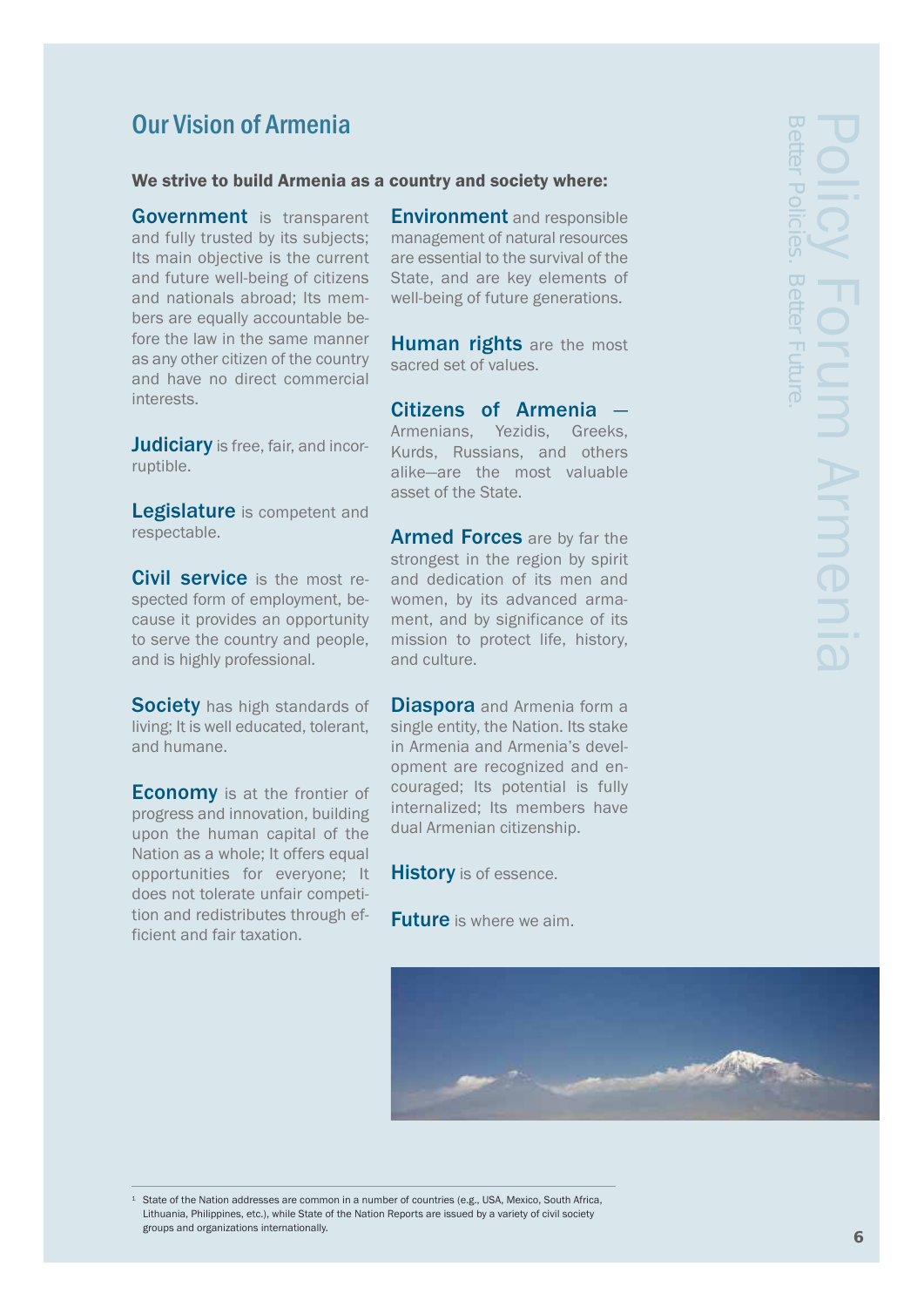## Our Vision of Armenia

**We strive to build Armenia as a country and society where:**

**Government** is transparent and fully trusted by its subjects; Its main objective is the current and future well-being of citizens and nationals abroad; Its members are equally accountable before the law in the same manner as any other citizen of the country and have no direct commercial interests.

**Judiciary** is free, fair, and incorruptible.

**Legislature** is competent and respectable.

**Civil service** is the most respected form of employment, because it provides an opportunity to serve the country and people, and is highly professional.

**Society** has high standards of living; It is well educated, tolerant, and humane.

**Economy** is at the frontier of progress and innovation, building upon the human capital of the Nation as a whole; It offers equal opportunities for everyone; It does not tolerate unfair competition and redistributes through efficient and fair taxation.

**Environment** and responsible management of natural resources are essential to the survival of the State, and are key elements of well-being of future generations.

**Human rights** are the most sacred set of values.

**Citizens of Armenia** — Armenians, Yezidis, Greeks, Kurds, Russians, and others alike—are the most valuable asset of the State.

**Armed Forces** are by far the strongest in the region by spirit and dedication of its men and women, by its advanced armament, and by significance of its mission to protect life, history, and culture.

**Diaspora** and Armenia form a single entity, the Nation. Its stake in Armenia and Armenia's development are recognized and encouraged; Its potential is fully internalized; Its members have dual Armenian citizenship.

**History** is of essence.

**Future** is where we aim.

Policy Forum Armenia
Better Policies. Better Future.

---

[1] State of the Nation addresses are common in a number of countries (e.g., USA, Mexico, South Africa, Lithuania, Philippines, etc.), while State of the Nation Reports are issued by a variety of civil society groups and organizations internationally.